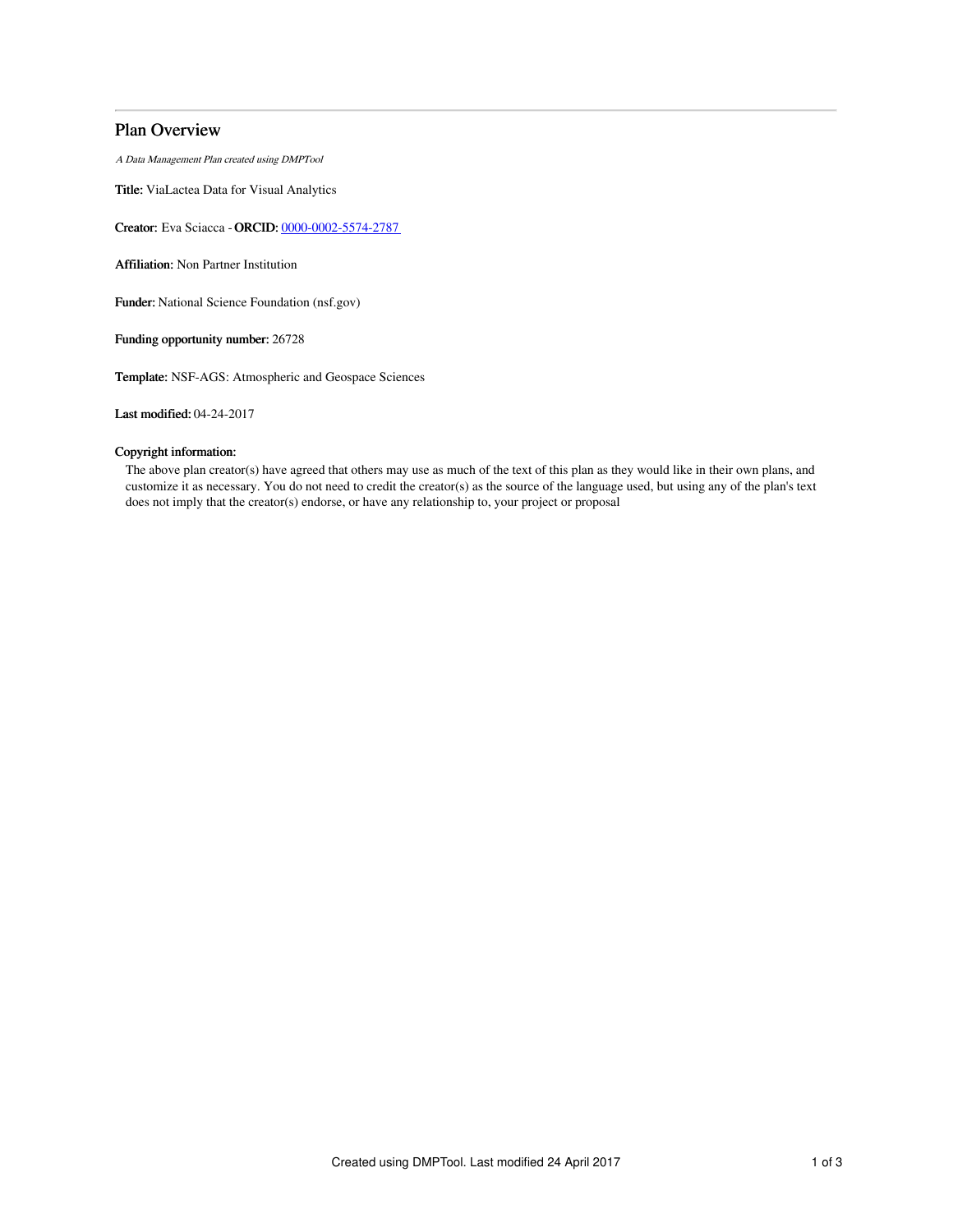# Plan Overview

*A Data Management Plan created using DMPTool*

**Title:** ViaLactea Data for Visual Analytics

**Creator:** Eva Sciacca - **ORCID:** 0000-0002-5574-2787

**Affiliation:** Non Partner Institution

**Funder:** National Science Foundation (nsf.gov)

**Funding opportunity number:** 26728

**Template:** NSF-AGS: Atmospheric and Geospace Sciences

**Last modified:** 04-24-2017

**Copyright information:**

The above plan creator(s) have agreed that others may use as much of the text of this plan as they would like in their own plans, and customize it as necessary. You do not need to credit the creator(s) as the source of the language used, but using any of the plan's text does not imply that the creator(s) endorse, or have any relationship to, your project or proposal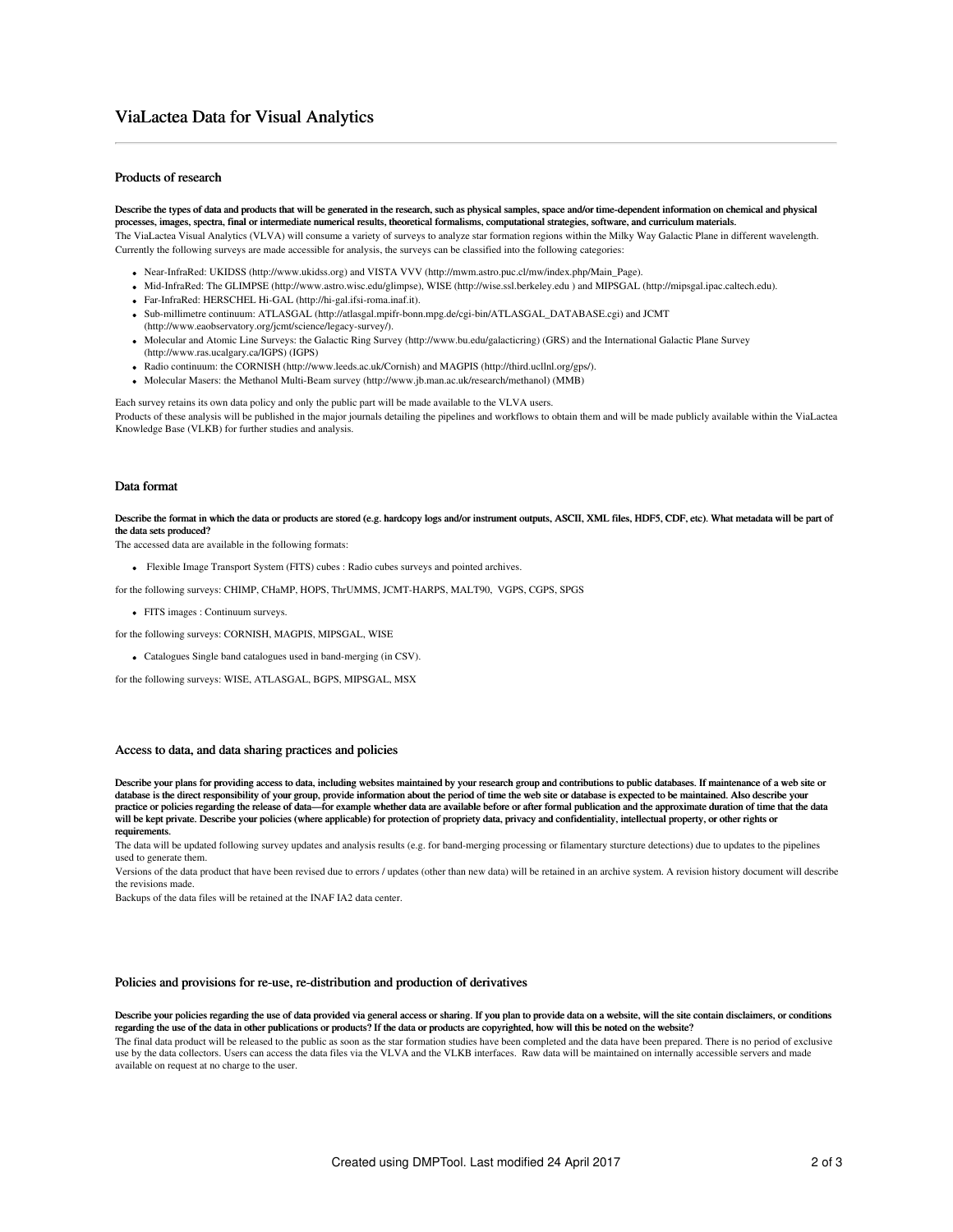# ViaLactea Data for Visual Analytics

## Products of research

**Describe the types of data and products that will be generated in the research, such as physical samples, space and/or time-dependent information on chemical and physical processes, images, spectra, final or intermediate numerical results, theoretical formalisms, computational strategies, software, and curriculum materials.**

The ViaLactea Visual Analytics (VLVA) will consume a variety of surveys to analyze star formation regions within the Milky Way Galactic Plane in different wavelength. Currently the following surveys are made accessible for analysis, the surveys can be classified into the following categories:

- Near-InfraRed: UKIDSS (http://www.ukidss.org) and VISTA VVV (http://mwm.astro.puc.cl/mw/index.php/Main_Page).
- Mid-InfraRed: The GLIMPSE (http://www.astro.wisc.edu/glimpse), WISE (http://wise.ssl.berkeley.edu ) and MIPSGAL (http://mipsgal.ipac.caltech.edu).
- Far-InfraRed: HERSCHEL Hi-GAL (http://hi-gal.ifsi-roma.inaf.it).
- Sub-millimetre continuum: ATLASGAL (http://atlasgal.mpifr-bonn.mpg.de/cgi-bin/ATLASGAL_DATABASE.cgi) and JCMT (http://www.eaobservatory.org/jcmt/science/legacy-survey/).
- Molecular and Atomic Line Surveys: the Galactic Ring Survey (http://www.bu.edu/galacticring) (GRS) and the International Galactic Plane Survey (http://www.ras.ucalgary.ca/IGPS) (IGPS)
- Radio continuum: the CORNISH (http://www.leeds.ac.uk/Cornish) and MAGPIS (http://third.ucllnl.org/gps/).
- Molecular Masers: the Methanol Multi-Beam survey (http://www.jb.man.ac.uk/research/methanol) (MMB)

Each survey retains its own data policy and only the public part will be made available to the VLVA users.
Products of these analysis will be published in the major journals detailing the pipelines and workflows to obtain them and will be made publicly available within the ViaLactea Knowledge Base (VLKB) for further studies and analysis.

## Data format

**Describe the format in which the data or products are stored (e.g. hardcopy logs and/or instrument outputs, ASCII, XML files, HDF5, CDF, etc). What metadata will be part of the data sets produced?**

The accessed data are available in the following formats:

- Flexible Image Transport System (FITS) cubes : Radio cubes surveys and pointed archives.

for the following surveys: CHIMP, CHaMP, HOPS, ThrUMMS, JCMT-HARPS, MALT90, VGPS, CGPS, SPGS

- FITS images : Continuum surveys.

for the following surveys: CORNISH, MAGPIS, MIPSGAL, WISE

- Catalogues Single band catalogues used in band-merging (in CSV).

for the following surveys: WISE, ATLASGAL, BGPS, MIPSGAL, MSX

## Access to data, and data sharing practices and policies

**Describe your plans for providing access to data, including websites maintained by your research group and contributions to public databases. If maintenance of a web site or database is the direct responsibility of your group, provide information about the period of time the web site or database is expected to be maintained. Also describe your practice or policies regarding the release of data—for example whether data are available before or after formal publication and the approximate duration of time that the data will be kept private. Describe your policies (where applicable) for protection of propriety data, privacy and confidentiality, intellectual property, or other rights or requirements.**

The data will be updated following survey updates and analysis results (e.g. for band-merging processing or filamentary sturcture detections) due to updates to the pipelines used to generate them.
Versions of the data product that have been revised due to errors / updates (other than new data) will be retained in an archive system. A revision history document will describe the revisions made.
Backups of the data files will be retained at the INAF IA2 data center.

## Policies and provisions for re-use, re-distribution and production of derivatives

**Describe your policies regarding the use of data provided via general access or sharing. If you plan to provide data on a website, will the site contain disclaimers, or conditions regarding the use of the data in other publications or products? If the data or products are copyrighted, how will this be noted on the website?**

The final data product will be released to the public as soon as the star formation studies have been completed and the data have been prepared. There is no period of exclusive use by the data collectors. Users can access the data files via the VLVA and the VLKB interfaces. Raw data will be maintained on internally accessible servers and made available on request at no charge to the user.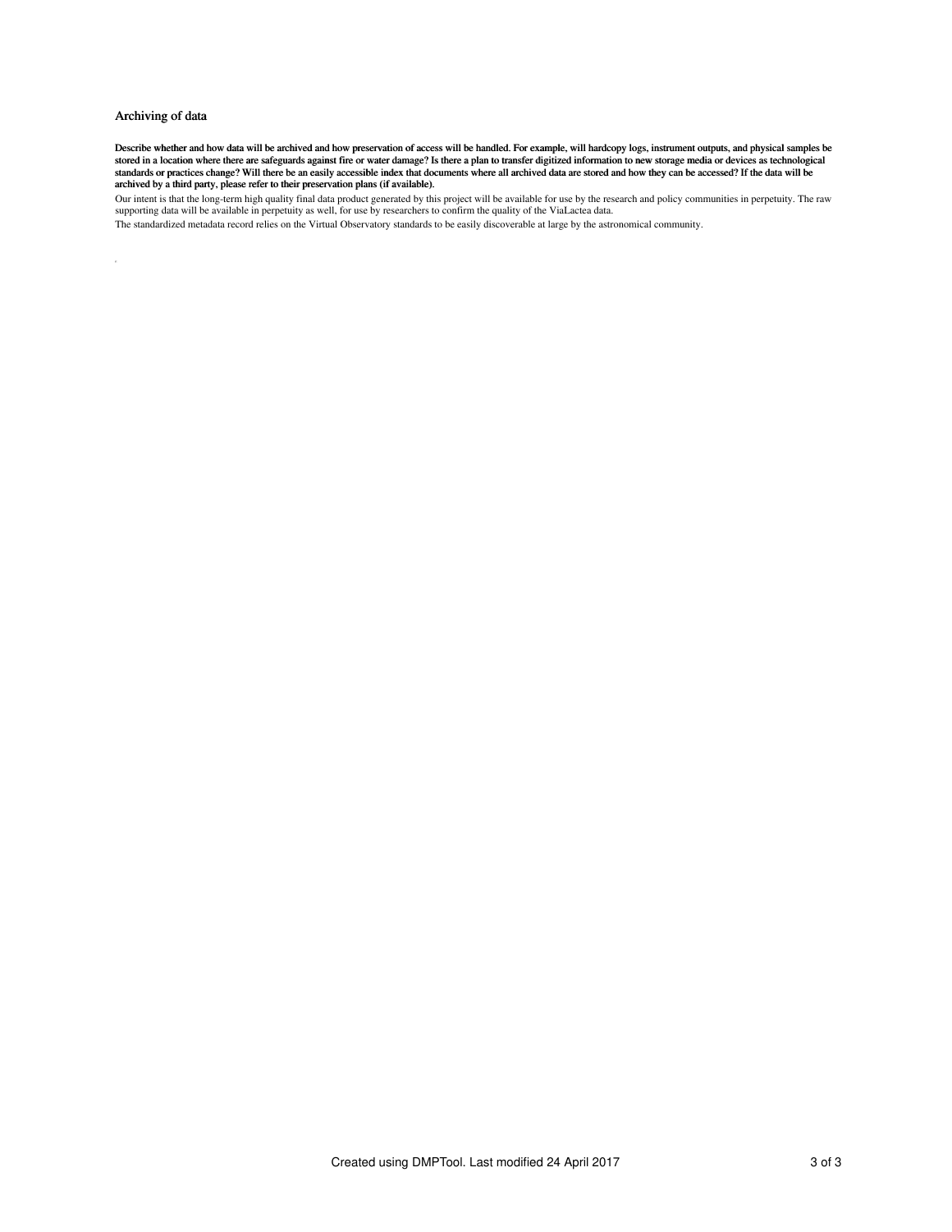### Archiving of data

**Describe whether and how data will be archived and how preservation of access will be handled. For example, will hardcopy logs, instrument outputs, and physical samples be stored in a location where there are safeguards against fire or water damage? Is there a plan to transfer digitized information to new storage media or devices as technological standards or practices change? Will there be an easily accessible index that documents where all archived data are stored and how they can be accessed? If the data will be archived by a third party, please refer to their preservation plans (if available).**

Our intent is that the long-term high quality final data product generated by this project will be available for use by the research and policy communities in perpetuity. The raw supporting data will be available in perpetuity as well, for use by researchers to confirm the quality of the ViaLactea data.

The standardized metadata record relies on the Virtual Observatory standards to be easily discoverable at large by the astronomical community.